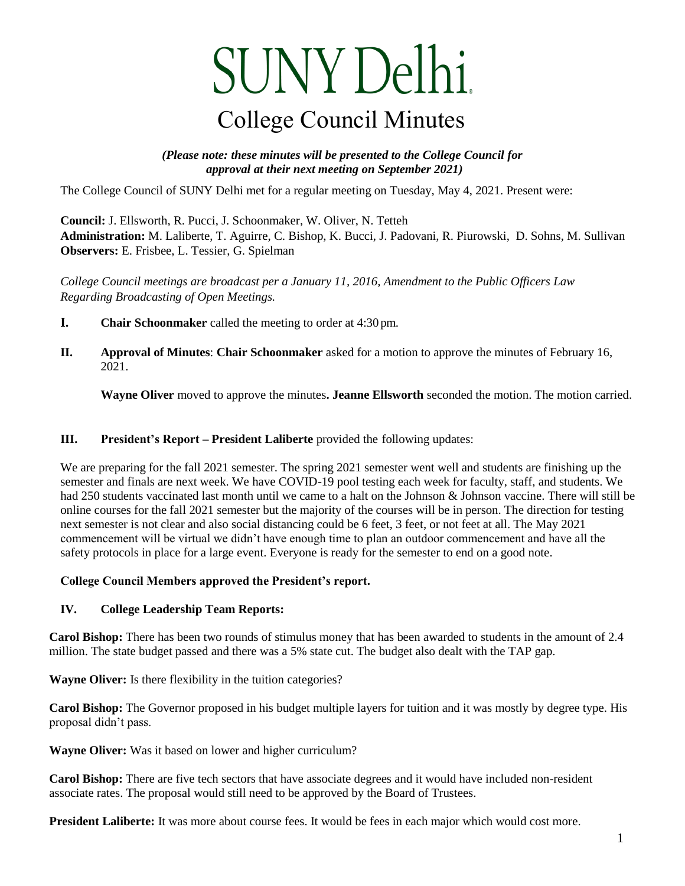# SUNY Delhi

## College Council Minutes

***(Please note: these minutes will be presented to the College Council for approval at their next meeting on September 2021)***

The College Council of SUNY Delhi met for a regular meeting on Tuesday, May 4, 2021. Present were:

**Council:** J. Ellsworth, R. Pucci, J. Schoonmaker, W. Oliver, N. Tetteh
**Administration:** M. Laliberte, T. Aguirre, C. Bishop, K. Bucci, J. Padovani, R. Piurowski, D. Sohns, M. Sullivan
**Observers:** E. Frisbee, L. Tessier, G. Spielman

*College Council meetings are broadcast per a January 11, 2016, Amendment to the Public Officers Law Regarding Broadcasting of Open Meetings.*

**I. Chair Schoonmaker** called the meeting to order at 4:30 pm.

**II. Approval of Minutes**: **Chair Schoonmaker** asked for a motion to approve the minutes of February 16, 2021.

**Wayne Oliver** moved to approve the minutes**. Jeanne Ellsworth** seconded the motion. The motion carried.

**III. President's Report – President Laliberte** provided the following updates:

We are preparing for the fall 2021 semester. The spring 2021 semester went well and students are finishing up the semester and finals are next week. We have COVID-19 pool testing each week for faculty, staff, and students. We had 250 students vaccinated last month until we came to a halt on the Johnson & Johnson vaccine. There will still be online courses for the fall 2021 semester but the majority of the courses will be in person. The direction for testing next semester is not clear and also social distancing could be 6 feet, 3 feet, or not feet at all. The May 2021 commencement will be virtual we didn't have enough time to plan an outdoor commencement and have all the safety protocols in place for a large event. Everyone is ready for the semester to end on a good note.

**College Council Members approved the President's report.**

**IV. College Leadership Team Reports:**

**Carol Bishop:** There has been two rounds of stimulus money that has been awarded to students in the amount of 2.4 million. The state budget passed and there was a 5% state cut. The budget also dealt with the TAP gap.

**Wayne Oliver:** Is there flexibility in the tuition categories?

**Carol Bishop:** The Governor proposed in his budget multiple layers for tuition and it was mostly by degree type. His proposal didn't pass.

**Wayne Oliver:** Was it based on lower and higher curriculum?

**Carol Bishop:** There are five tech sectors that have associate degrees and it would have included non-resident associate rates. The proposal would still need to be approved by the Board of Trustees.

**President Laliberte:** It was more about course fees. It would be fees in each major which would cost more.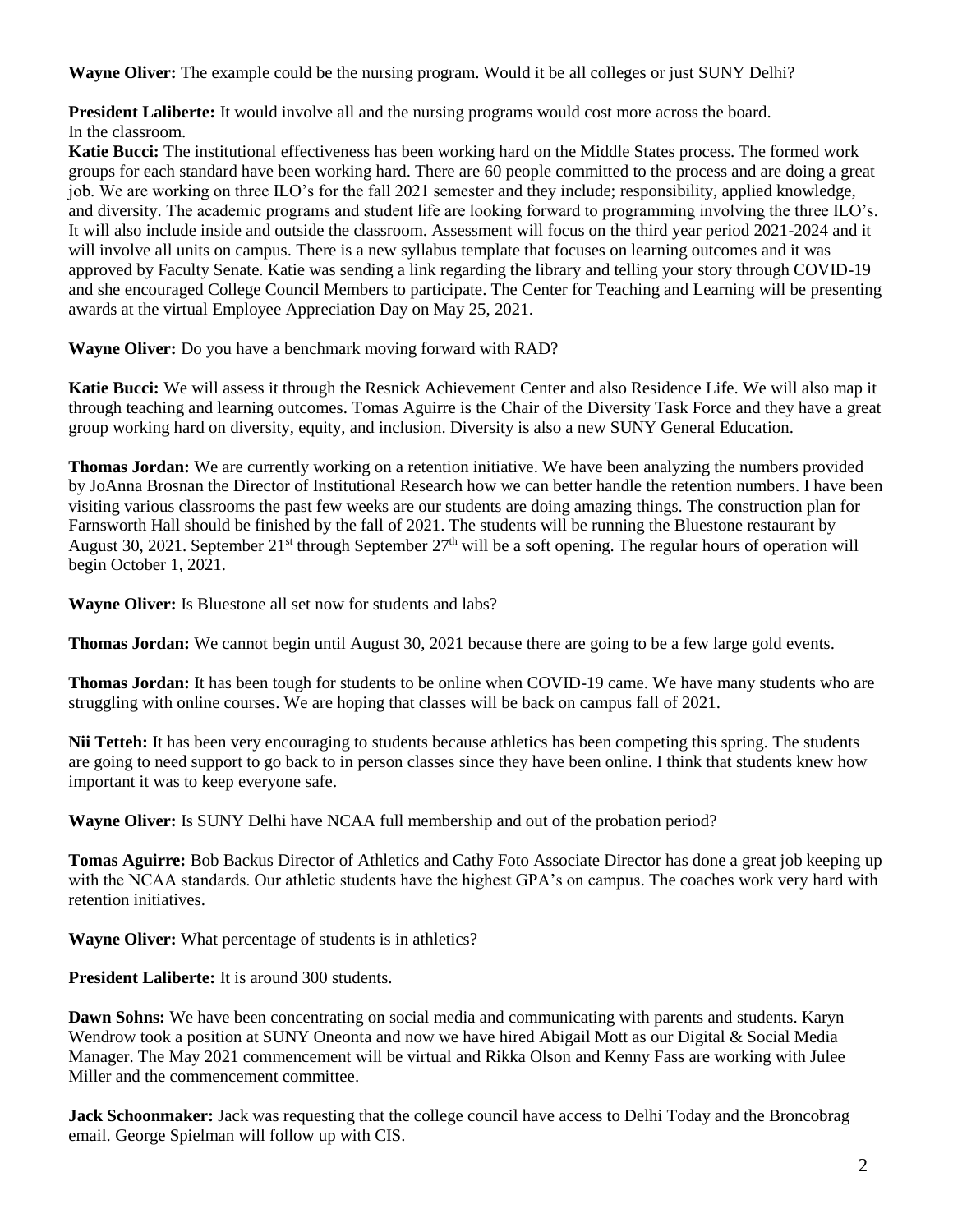**Wayne Oliver:** The example could be the nursing program. Would it be all colleges or just SUNY Delhi?

**President Laliberte:** It would involve all and the nursing programs would cost more across the board. In the classroom.

**Katie Bucci:** The institutional effectiveness has been working hard on the Middle States process. The formed work groups for each standard have been working hard. There are 60 people committed to the process and are doing a great job. We are working on three ILO's for the fall 2021 semester and they include; responsibility, applied knowledge, and diversity. The academic programs and student life are looking forward to programming involving the three ILO's. It will also include inside and outside the classroom. Assessment will focus on the third year period 2021-2024 and it will involve all units on campus. There is a new syllabus template that focuses on learning outcomes and it was approved by Faculty Senate. Katie was sending a link regarding the library and telling your story through COVID-19 and she encouraged College Council Members to participate. The Center for Teaching and Learning will be presenting awards at the virtual Employee Appreciation Day on May 25, 2021.

**Wayne Oliver:** Do you have a benchmark moving forward with RAD?

**Katie Bucci:** We will assess it through the Resnick Achievement Center and also Residence Life. We will also map it through teaching and learning outcomes. Tomas Aguirre is the Chair of the Diversity Task Force and they have a great group working hard on diversity, equity, and inclusion. Diversity is also a new SUNY General Education.

**Thomas Jordan:** We are currently working on a retention initiative. We have been analyzing the numbers provided by JoAnna Brosnan the Director of Institutional Research how we can better handle the retention numbers. I have been visiting various classrooms the past few weeks are our students are doing amazing things. The construction plan for Farnsworth Hall should be finished by the fall of 2021. The students will be running the Bluestone restaurant by August 30, 2021. September 21st through September 27th will be a soft opening. The regular hours of operation will begin October 1, 2021.

**Wayne Oliver:** Is Bluestone all set now for students and labs?

**Thomas Jordan:** We cannot begin until August 30, 2021 because there are going to be a few large gold events.

**Thomas Jordan:** It has been tough for students to be online when COVID-19 came. We have many students who are struggling with online courses. We are hoping that classes will be back on campus fall of 2021.

**Nii Tetteh:** It has been very encouraging to students because athletics has been competing this spring. The students are going to need support to go back to in person classes since they have been online. I think that students knew how important it was to keep everyone safe.

**Wayne Oliver:** Is SUNY Delhi have NCAA full membership and out of the probation period?

**Tomas Aguirre:** Bob Backus Director of Athletics and Cathy Foto Associate Director has done a great job keeping up with the NCAA standards. Our athletic students have the highest GPA's on campus. The coaches work very hard with retention initiatives.

**Wayne Oliver:** What percentage of students is in athletics?

**President Laliberte:** It is around 300 students.

**Dawn Sohns:** We have been concentrating on social media and communicating with parents and students. Karyn Wendrow took a position at SUNY Oneonta and now we have hired Abigail Mott as our Digital & Social Media Manager. The May 2021 commencement will be virtual and Rikka Olson and Kenny Fass are working with Julee Miller and the commencement committee.

**Jack Schoonmaker:** Jack was requesting that the college council have access to Delhi Today and the Broncobrag email. George Spielman will follow up with CIS.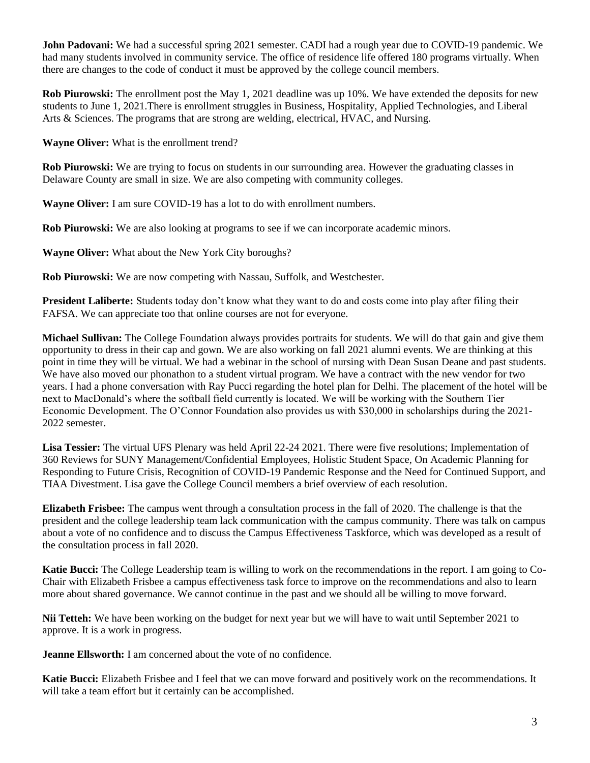**John Padovani:** We had a successful spring 2021 semester. CADI had a rough year due to COVID-19 pandemic. We had many students involved in community service. The office of residence life offered 180 programs virtually. When there are changes to the code of conduct it must be approved by the college council members.

**Rob Piurowski:** The enrollment post the May 1, 2021 deadline was up 10%. We have extended the deposits for new students to June 1, 2021.There is enrollment struggles in Business, Hospitality, Applied Technologies, and Liberal Arts & Sciences. The programs that are strong are welding, electrical, HVAC, and Nursing.

**Wayne Oliver:** What is the enrollment trend?

**Rob Piurowski:** We are trying to focus on students in our surrounding area. However the graduating classes in Delaware County are small in size. We are also competing with community colleges.

**Wayne Oliver:** I am sure COVID-19 has a lot to do with enrollment numbers.

**Rob Piurowski:** We are also looking at programs to see if we can incorporate academic minors.

**Wayne Oliver:** What about the New York City boroughs?

**Rob Piurowski:** We are now competing with Nassau, Suffolk, and Westchester.

**President Laliberte:** Students today don't know what they want to do and costs come into play after filing their FAFSA. We can appreciate too that online courses are not for everyone.

**Michael Sullivan:** The College Foundation always provides portraits for students. We will do that gain and give them opportunity to dress in their cap and gown. We are also working on fall 2021 alumni events. We are thinking at this point in time they will be virtual. We had a webinar in the school of nursing with Dean Susan Deane and past students. We have also moved our phonathon to a student virtual program. We have a contract with the new vendor for two years. I had a phone conversation with Ray Pucci regarding the hotel plan for Delhi. The placement of the hotel will be next to MacDonald's where the softball field currently is located. We will be working with the Southern Tier Economic Development. The O'Connor Foundation also provides us with $30,000 in scholarships during the 2021-2022 semester.

**Lisa Tessier:** The virtual UFS Plenary was held April 22-24 2021. There were five resolutions; Implementation of 360 Reviews for SUNY Management/Confidential Employees, Holistic Student Space, On Academic Planning for Responding to Future Crisis, Recognition of COVID-19 Pandemic Response and the Need for Continued Support, and TIAA Divestment. Lisa gave the College Council members a brief overview of each resolution.

**Elizabeth Frisbee:** The campus went through a consultation process in the fall of 2020. The challenge is that the president and the college leadership team lack communication with the campus community. There was talk on campus about a vote of no confidence and to discuss the Campus Effectiveness Taskforce, which was developed as a result of the consultation process in fall 2020.

**Katie Bucci:** The College Leadership team is willing to work on the recommendations in the report. I am going to Co-Chair with Elizabeth Frisbee a campus effectiveness task force to improve on the recommendations and also to learn more about shared governance. We cannot continue in the past and we should all be willing to move forward.

**Nii Tetteh:** We have been working on the budget for next year but we will have to wait until September 2021 to approve. It is a work in progress.

**Jeanne Ellsworth:** I am concerned about the vote of no confidence.

**Katie Bucci:** Elizabeth Frisbee and I feel that we can move forward and positively work on the recommendations. It will take a team effort but it certainly can be accomplished.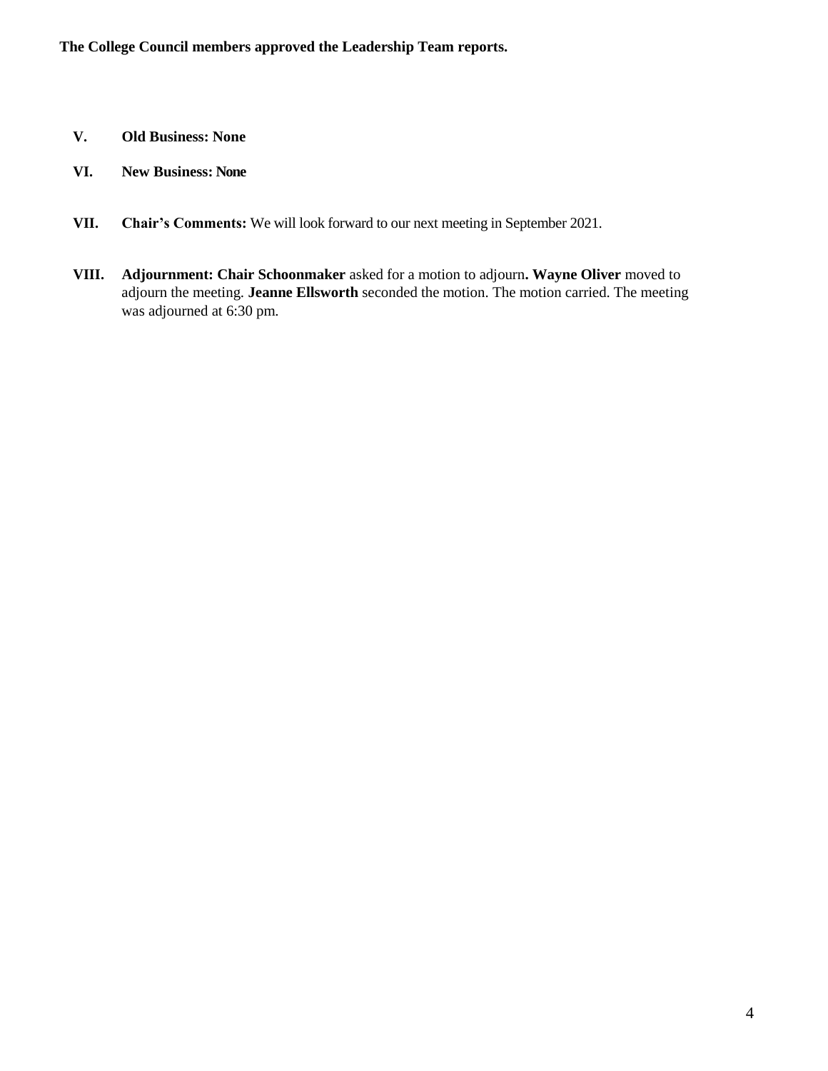**The College Council members approved the Leadership Team reports.**

**V. Old Business: None**

**VI. New Business: None**

**VII. Chair's Comments:** We will look forward to our next meeting in September 2021.

**VIII. Adjournment: Chair Schoonmaker** asked for a motion to adjourn**. Wayne Oliver** moved to adjourn the meeting. **Jeanne Ellsworth** seconded the motion. The motion carried. The meeting was adjourned at 6:30 pm.